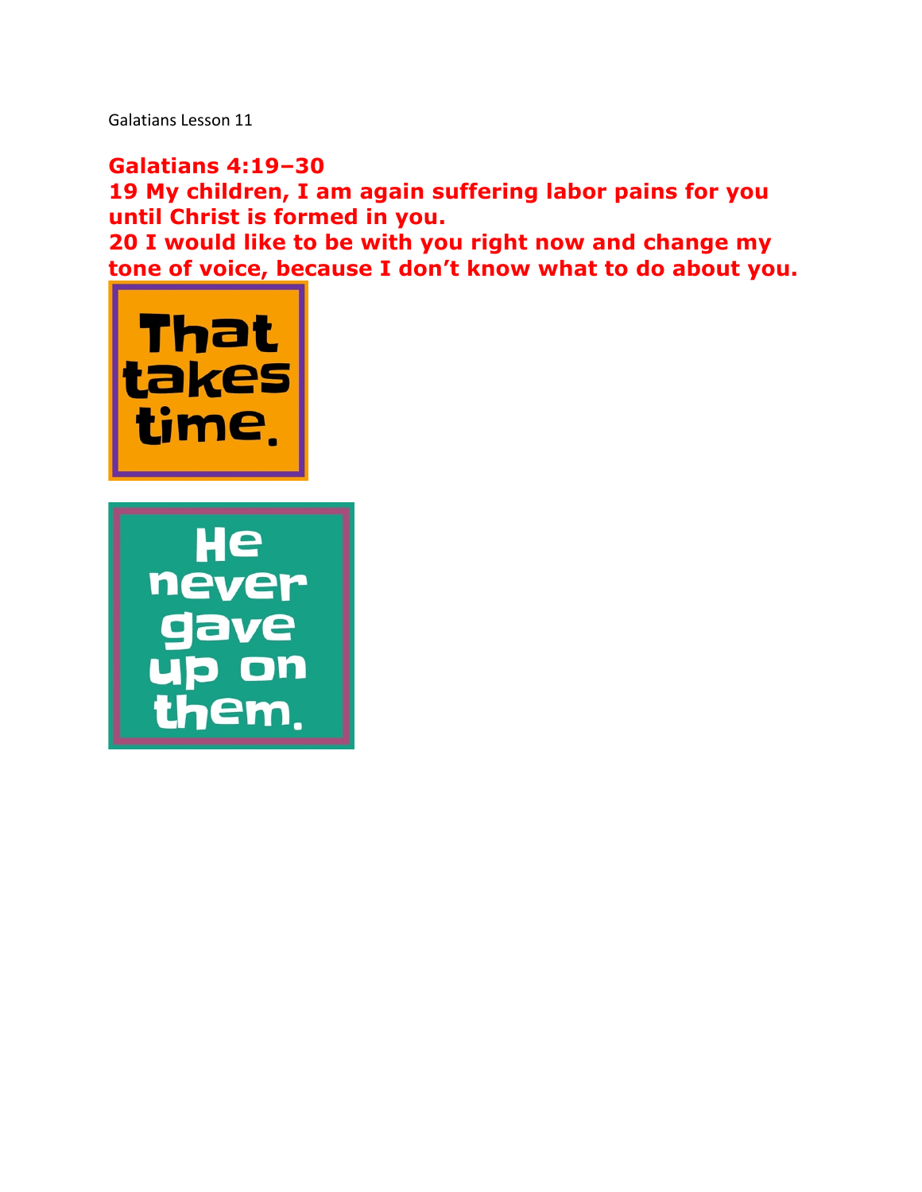Galatians Lesson 11

**Galatians 4:19–30**

**19 My children, I am again suffering labor pains for you until Christ is formed in you.**

**20 I would like to be with you right now and change my tone of voice, because I don't know what to do about you.**

**That takes time.**

**He never gave up on them.**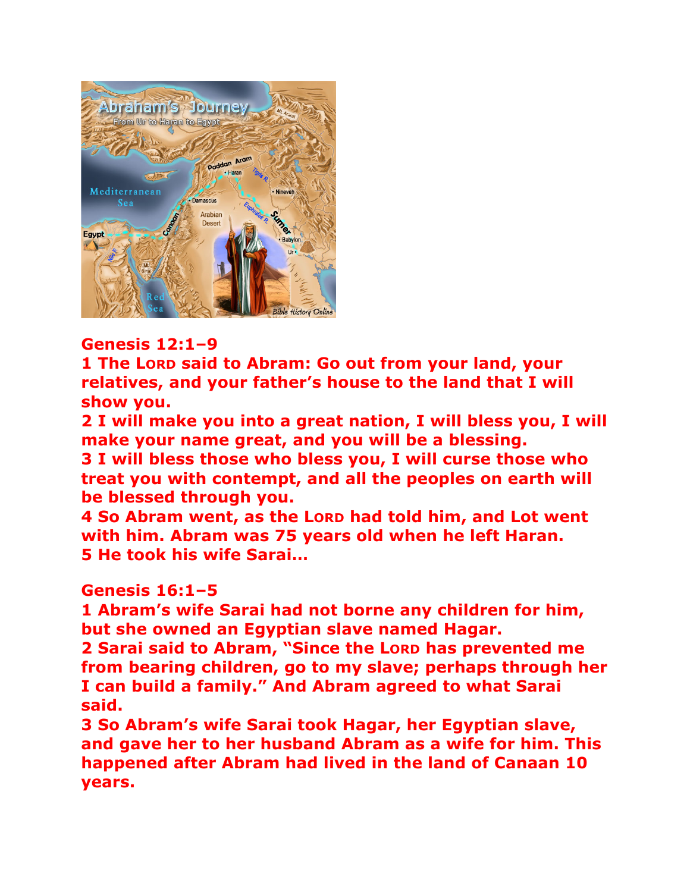**Genesis 12:1–9**

**1 The LORD said to Abram: Go out from your land, your relatives, and your father's house to the land that I will show you.**

**2 I will make you into a great nation, I will bless you, I will make your name great, and you will be a blessing.**

**3 I will bless those who bless you, I will curse those who treat you with contempt, and all the peoples on earth will be blessed through you.**

**4 So Abram went, as the LORD had told him, and Lot went with him. Abram was 75 years old when he left Haran.**

**5 He took his wife Sarai…**

**Genesis 16:1–5**

**1 Abram's wife Sarai had not borne any children for him, but she owned an Egyptian slave named Hagar.**

**2 Sarai said to Abram, "Since the LORD has prevented me from bearing children, go to my slave; perhaps through her I can build a family." And Abram agreed to what Sarai said.**

**3 So Abram's wife Sarai took Hagar, her Egyptian slave, and gave her to her husband Abram as a wife for him. This happened after Abram had lived in the land of Canaan 10 years.**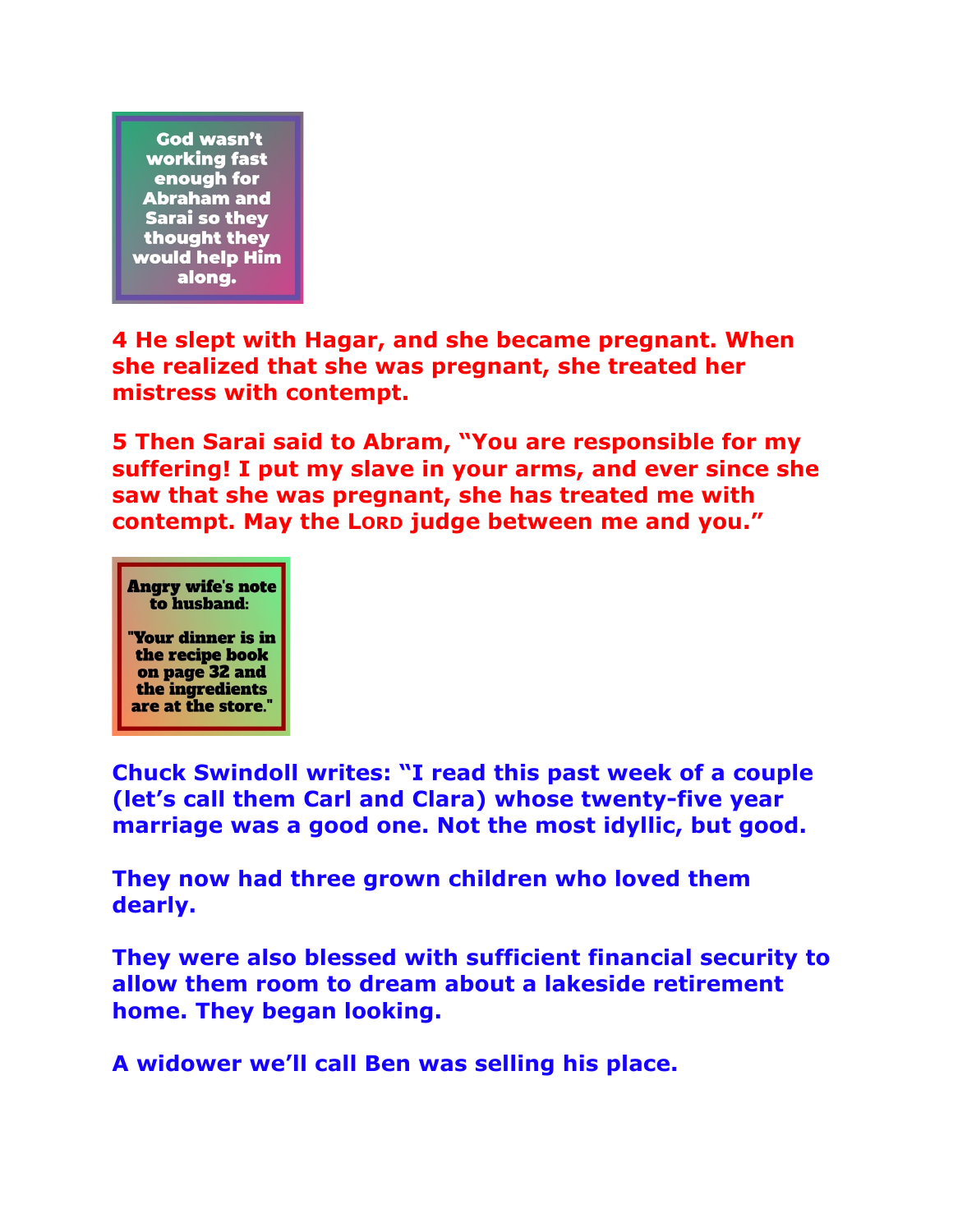God wasn't working fast enough for Abraham and Sarai so they thought they would help Him along.

**4 He slept with Hagar, and she became pregnant. When she realized that she was pregnant, she treated her mistress with contempt.**

**5 Then Sarai said to Abram, "You are responsible for my suffering! I put my slave in your arms, and ever since she saw that she was pregnant, she has treated me with contempt. May the LORD judge between me and you."**

Angry wife's note to husband:

"Your dinner is in the recipe book on page 32 and the ingredients are at the store."

**Chuck Swindoll writes: "I read this past week of a couple (let's call them Carl and Clara) whose twenty-five year marriage was a good one. Not the most idyllic, but good.**

**They now had three grown children who loved them dearly.**

**They were also blessed with sufficient financial security to allow them room to dream about a lakeside retirement home. They began looking.**

**A widower we'll call Ben was selling his place.**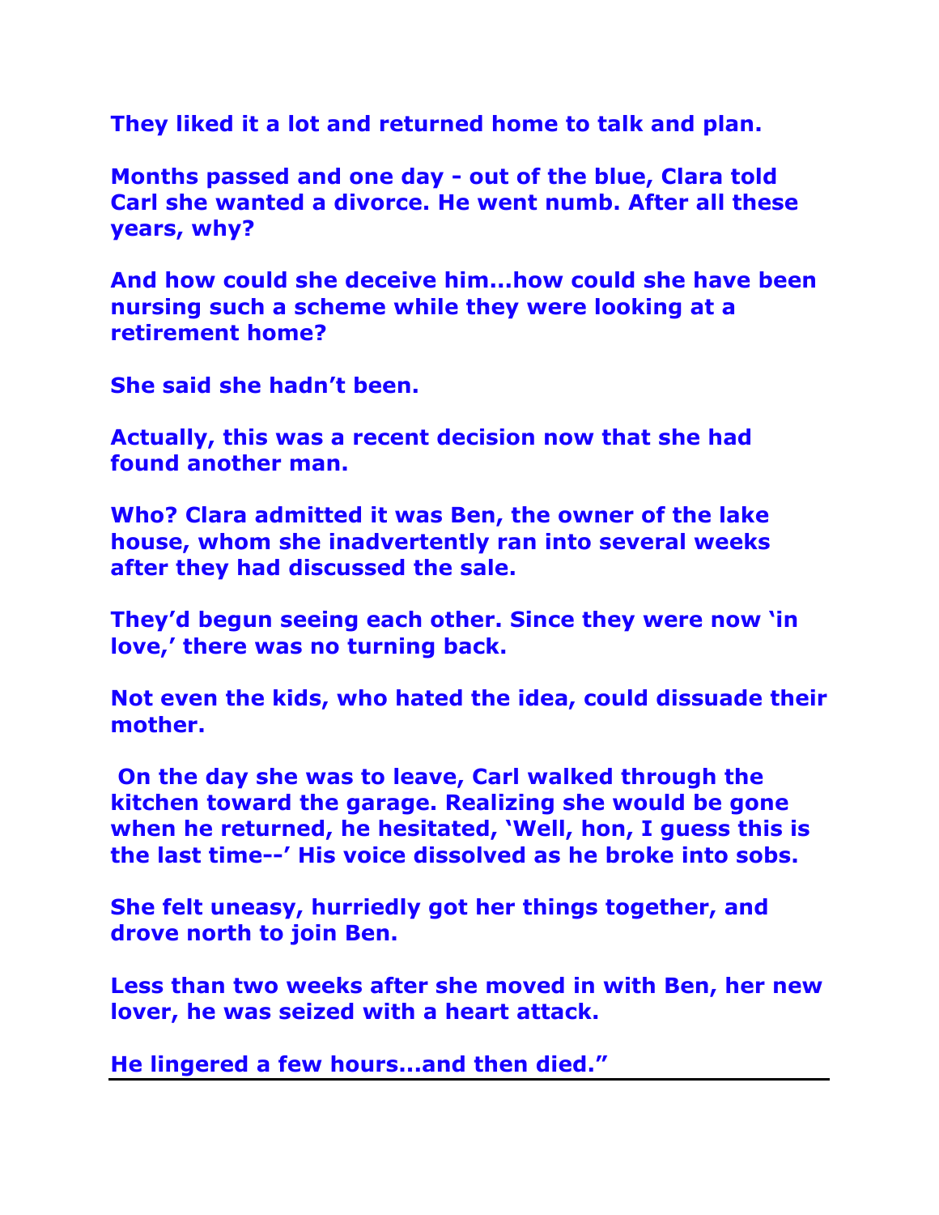**They liked it a lot and returned home to talk and plan.**

**Months passed and one day - out of the blue, Clara told Carl she wanted a divorce. He went numb. After all these years, why?**

**And how could she deceive him…how could she have been nursing such a scheme while they were looking at a retirement home?**

**She said she hadn't been.**

**Actually, this was a recent decision now that she had found another man.**

**Who? Clara admitted it was Ben, the owner of the lake house, whom she inadvertently ran into several weeks after they had discussed the sale.**

**They'd begun seeing each other. Since they were now 'in love,' there was no turning back.**

**Not even the kids, who hated the idea, could dissuade their mother.**

**On the day she was to leave, Carl walked through the kitchen toward the garage. Realizing she would be gone when he returned, he hesitated, 'Well, hon, I guess this is the last time--' His voice dissolved as he broke into sobs.**

**She felt uneasy, hurriedly got her things together, and drove north to join Ben.**

**Less than two weeks after she moved in with Ben, her new lover, he was seized with a heart attack.**

**He lingered a few hours…and then died."**

---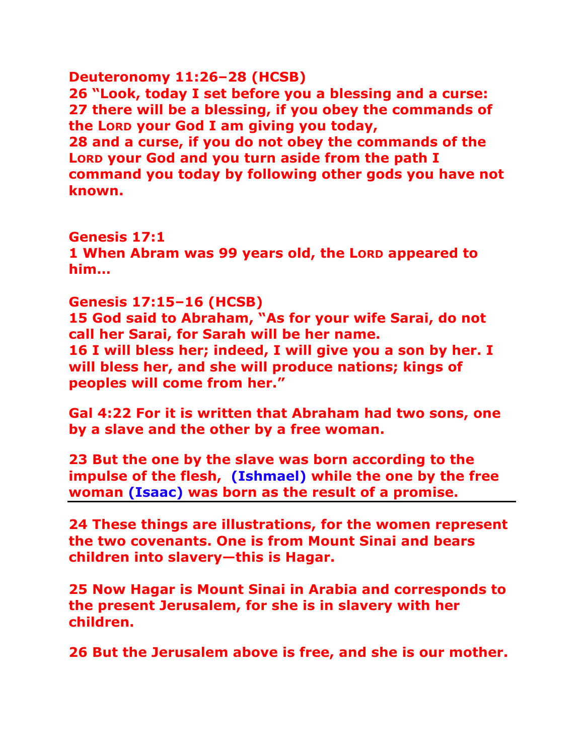**Deuteronomy 11:26–28 (HCSB)**
**26 "Look, today I set before you a blessing and a curse:**
**27 there will be a blessing, if you obey the commands of the LORD your God I am giving you today,**
**28 and a curse, if you do not obey the commands of the LORD your God and you turn aside from the path I command you today by following other gods you have not known.**

**Genesis 17:1**
**1 When Abram was 99 years old, the LORD appeared to him…**

**Genesis 17:15–16 (HCSB)**
**15 God said to Abraham, "As for your wife Sarai, do not call her Sarai, for Sarah will be her name.**
**16 I will bless her; indeed, I will give you a son by her. I will bless her, and she will produce nations; kings of peoples will come from her."**

**Gal 4:22 For it is written that Abraham had two sons, one by a slave and the other by a free woman.**

**23 But the one by the slave was born according to the impulse of the flesh, (Ishmael) while the one by the free woman (Isaac) was born as the result of a promise.**

---

**24 These things are illustrations, for the women represent the two covenants. One is from Mount Sinai and bears children into slavery—this is Hagar.**

**25 Now Hagar is Mount Sinai in Arabia and corresponds to the present Jerusalem, for she is in slavery with her children.**

**26 But the Jerusalem above is free, and she is our mother.**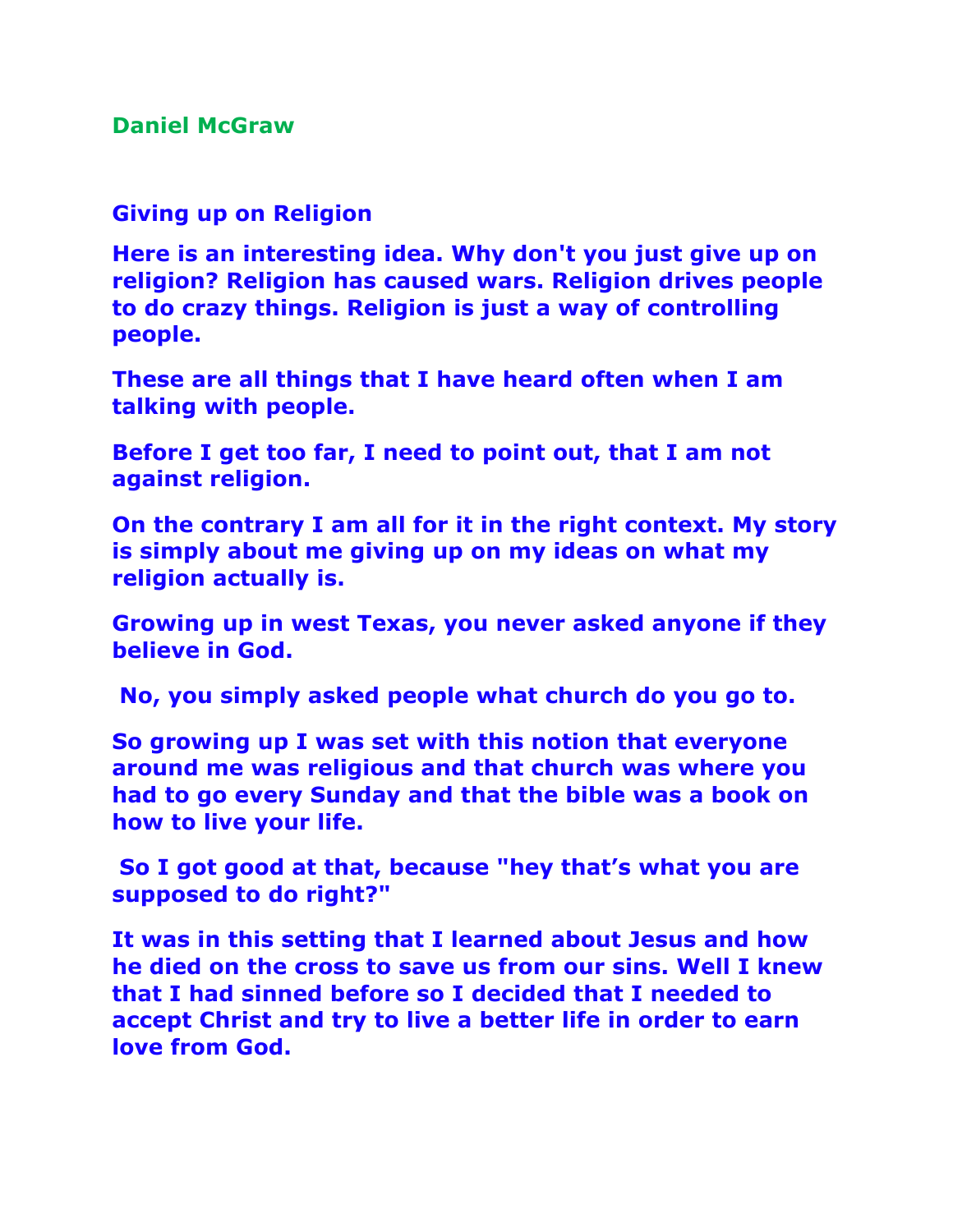**Daniel McGraw**

## Giving up on Religion

**Here is an interesting idea. Why don't you just give up on religion? Religion has caused wars. Religion drives people to do crazy things. Religion is just a way of controlling people.**

**These are all things that I have heard often when I am talking with people.**

**Before I get too far, I need to point out, that I am not against religion.**

**On the contrary I am all for it in the right context. My story is simply about me giving up on my ideas on what my religion actually is.**

**Growing up in west Texas, you never asked anyone if they believe in God.**

**No, you simply asked people what church do you go to.**

**So growing up I was set with this notion that everyone around me was religious and that church was where you had to go every Sunday and that the bible was a book on how to live your life.**

**So I got good at that, because "hey that's what you are supposed to do right?"**

**It was in this setting that I learned about Jesus and how he died on the cross to save us from our sins. Well I knew that I had sinned before so I decided that I needed to accept Christ and try to live a better life in order to earn love from God.**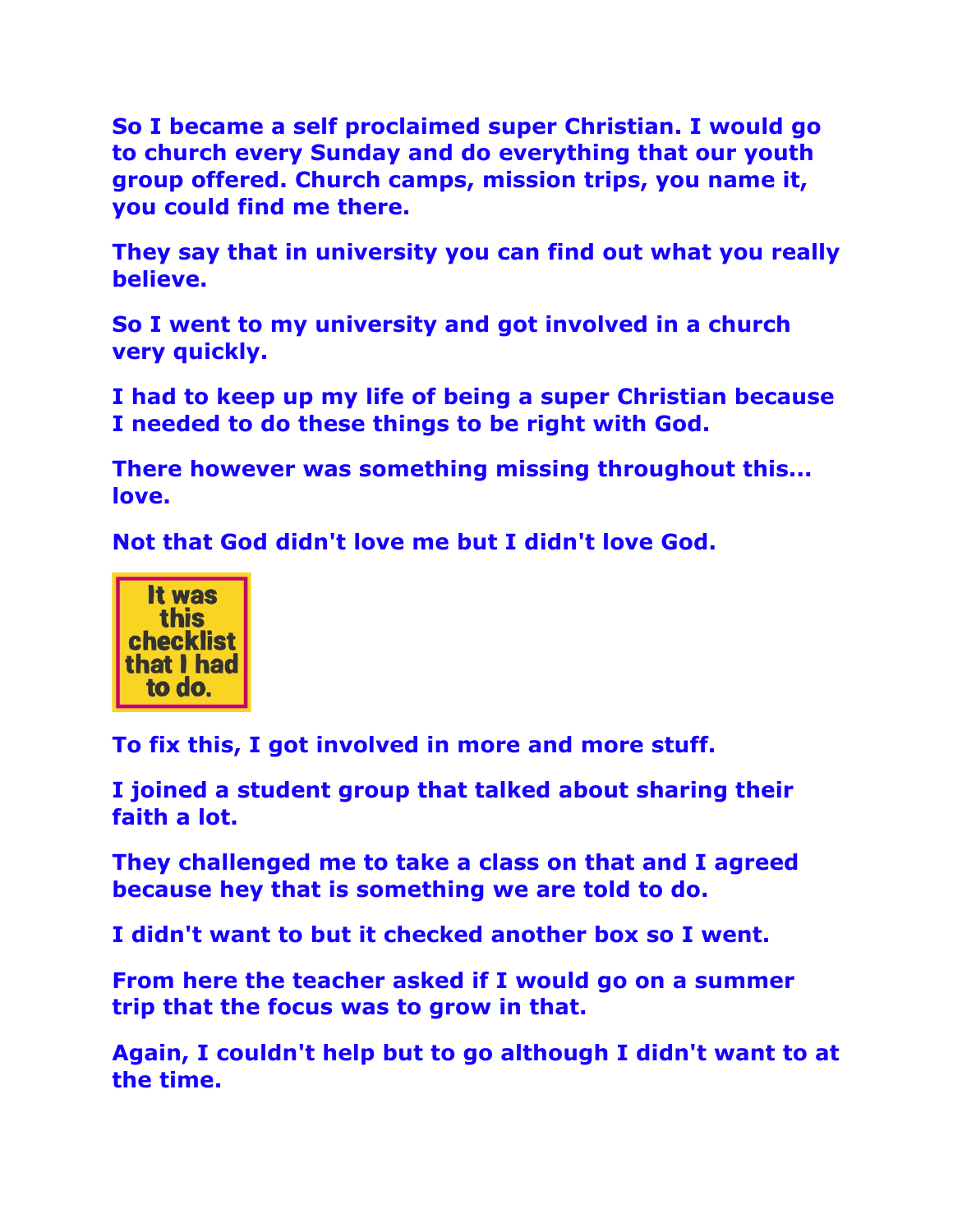**So I became a self proclaimed super Christian. I would go to church every Sunday and do everything that our youth group offered. Church camps, mission trips, you name it, you could find me there.**

**They say that in university you can find out what you really believe.**

**So I went to my university and got involved in a church very quickly.**

**I had to keep up my life of being a super Christian because I needed to do these things to be right with God.**

**There however was something missing throughout this... love.**

**Not that God didn't love me but I didn't love God.**

**It was this checklist that I had to do.**

**To fix this, I got involved in more and more stuff.**

**I joined a student group that talked about sharing their faith a lot.**

**They challenged me to take a class on that and I agreed because hey that is something we are told to do.**

**I didn't want to but it checked another box so I went.**

**From here the teacher asked if I would go on a summer trip that the focus was to grow in that.**

**Again, I couldn't help but to go although I didn't want to at the time.**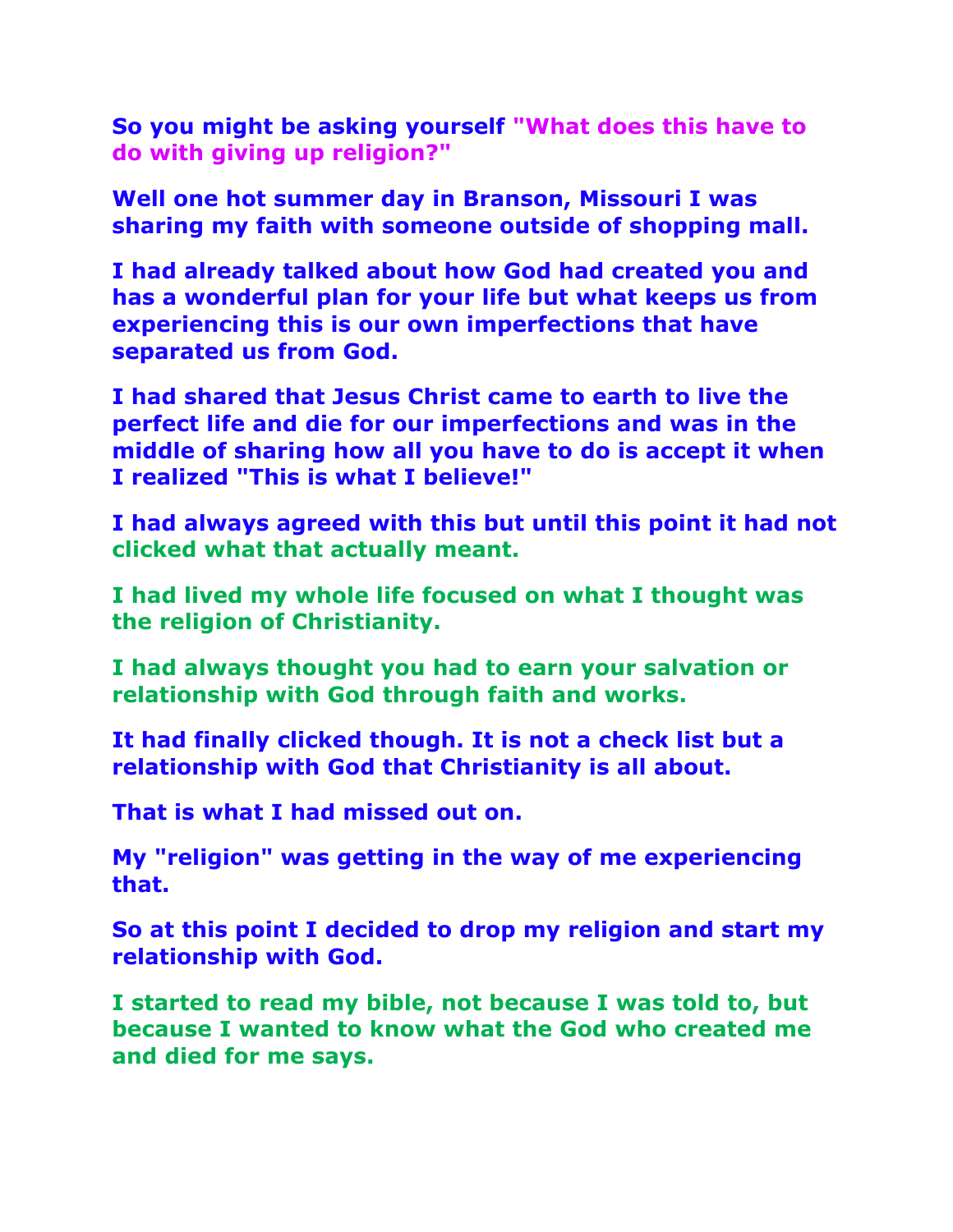**So you might be asking yourself "What does this have to do with giving up religion?"**

**Well one hot summer day in Branson, Missouri I was sharing my faith with someone outside of shopping mall.**

**I had already talked about how God had created you and has a wonderful plan for your life but what keeps us from experiencing this is our own imperfections that have separated us from God.**

**I had shared that Jesus Christ came to earth to live the perfect life and die for our imperfections and was in the middle of sharing how all you have to do is accept it when I realized "This is what I believe!"**

**I had always agreed with this but until this point it had not clicked what that actually meant.**

**I had lived my whole life focused on what I thought was the religion of Christianity.**

**I had always thought you had to earn your salvation or relationship with God through faith and works.**

**It had finally clicked though. It is not a check list but a relationship with God that Christianity is all about.**

**That is what I had missed out on.**

**My "religion" was getting in the way of me experiencing that.**

**So at this point I decided to drop my religion and start my relationship with God.**

**I started to read my bible, not because I was told to, but because I wanted to know what the God who created me and died for me says.**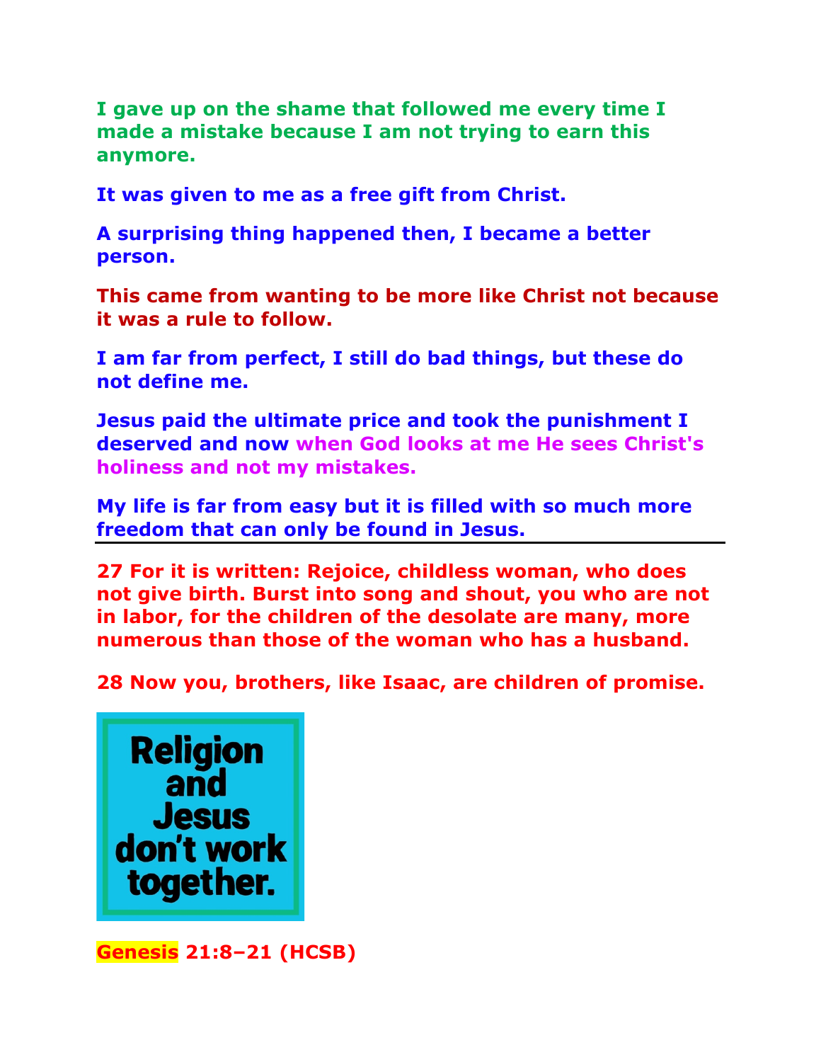**I gave up on the shame that followed me every time I made a mistake because I am not trying to earn this anymore.**

**It was given to me as a free gift from Christ.**

**A surprising thing happened then, I became a better person.**

**This came from wanting to be more like Christ not because it was a rule to follow.**

**I am far from perfect, I still do bad things, but these do not define me.**

**Jesus paid the ultimate price and took the punishment I deserved and now when God looks at me He sees Christ's holiness and not my mistakes.**

**My life is far from easy but it is filled with so much more freedom that can only be found in Jesus.**

---

**27 For it is written: Rejoice, childless woman, who does not give birth. Burst into song and shout, you who are not in labor, for the children of the desolate are many, more numerous than those of the woman who has a husband.**

**28 Now you, brothers, like Isaac, are children of promise.**

**Religion and Jesus don't work together.**

**Genesis 21:8–21 (HCSB)**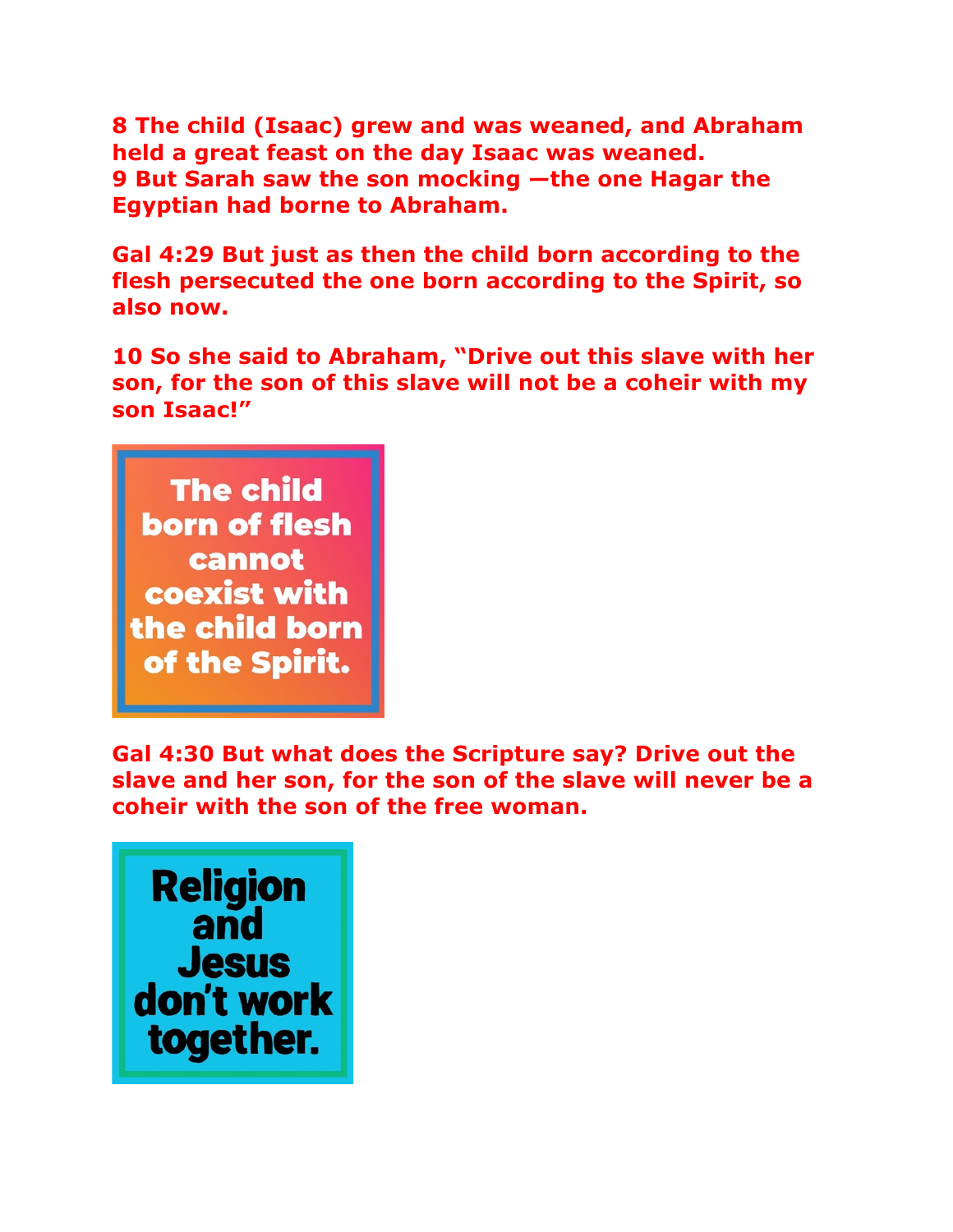**8 The child (Isaac) grew and was weaned, and Abraham held a great feast on the day Isaac was weaned.**
**9 But Sarah saw the son mocking —the one Hagar the Egyptian had borne to Abraham.**

**Gal 4:29 But just as then the child born according to the flesh persecuted the one born according to the Spirit, so also now.**

**10 So she said to Abraham, "Drive out this slave with her son, for the son of this slave will not be a coheir with my son Isaac!"**

**The child born of flesh cannot coexist with the child born of the Spirit.**

**Gal 4:30 But what does the Scripture say? Drive out the slave and her son, for the son of the slave will never be a coheir with the son of the free woman.**

**Religion and Jesus don't work together.**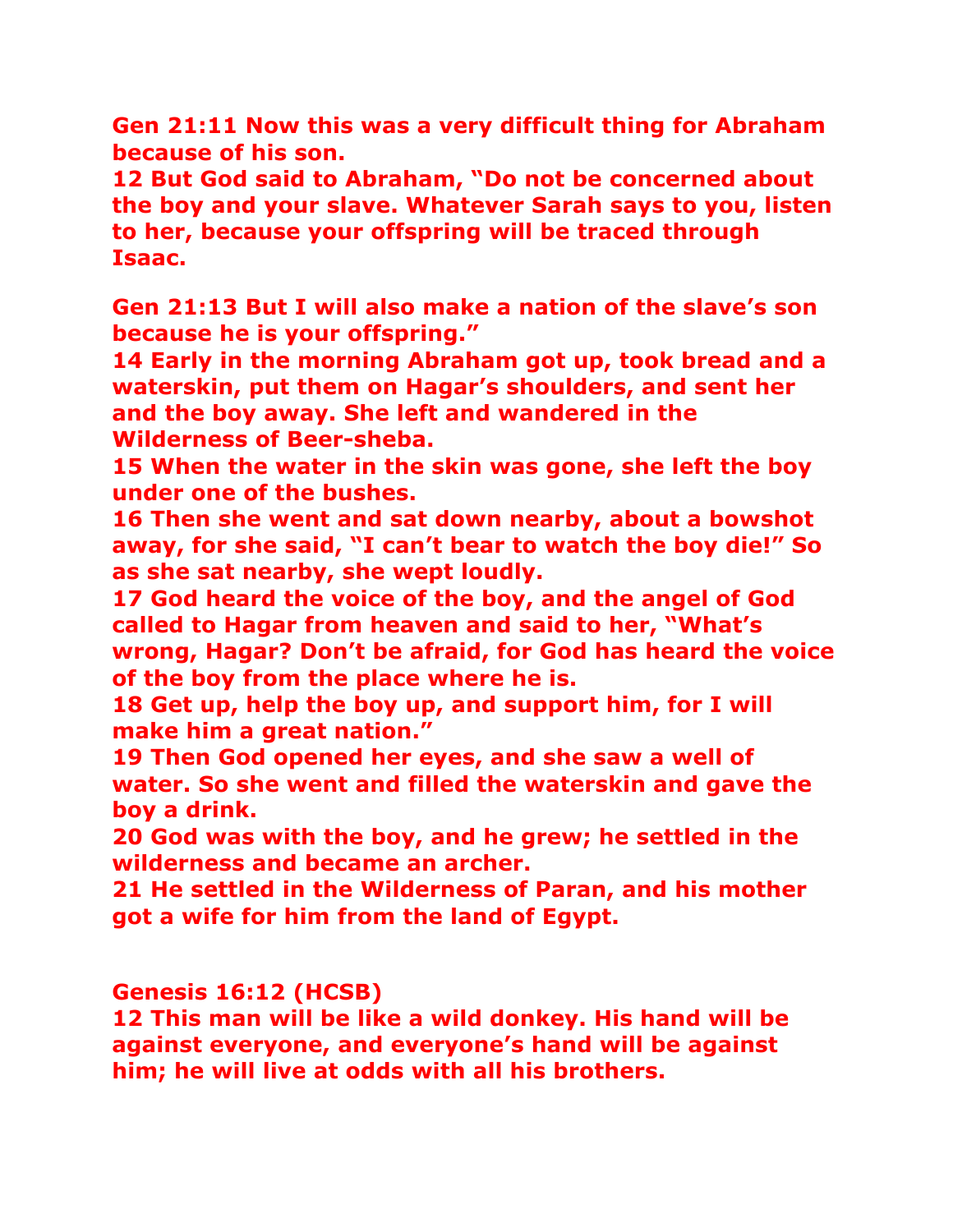**Gen 21:11 Now this was a very difficult thing for Abraham because of his son.**
**12 But God said to Abraham, "Do not be concerned about the boy and your slave. Whatever Sarah says to you, listen to her, because your offspring will be traced through Isaac.**

**Gen 21:13 But I will also make a nation of the slave's son because he is your offspring."**
**14 Early in the morning Abraham got up, took bread and a waterskin, put them on Hagar's shoulders, and sent her and the boy away. She left and wandered in the Wilderness of Beer-sheba.**
**15 When the water in the skin was gone, she left the boy under one of the bushes.**
**16 Then she went and sat down nearby, about a bowshot away, for she said, "I can't bear to watch the boy die!" So as she sat nearby, she wept loudly.**
**17 God heard the voice of the boy, and the angel of God called to Hagar from heaven and said to her, "What's wrong, Hagar? Don't be afraid, for God has heard the voice of the boy from the place where he is.**
**18 Get up, help the boy up, and support him, for I will make him a great nation."**
**19 Then God opened her eyes, and she saw a well of water. So she went and filled the waterskin and gave the boy a drink.**
**20 God was with the boy, and he grew; he settled in the wilderness and became an archer.**
**21 He settled in the Wilderness of Paran, and his mother got a wife for him from the land of Egypt.**

**Genesis 16:12 (HCSB)**
**12 This man will be like a wild donkey. His hand will be against everyone, and everyone's hand will be against him; he will live at odds with all his brothers.**